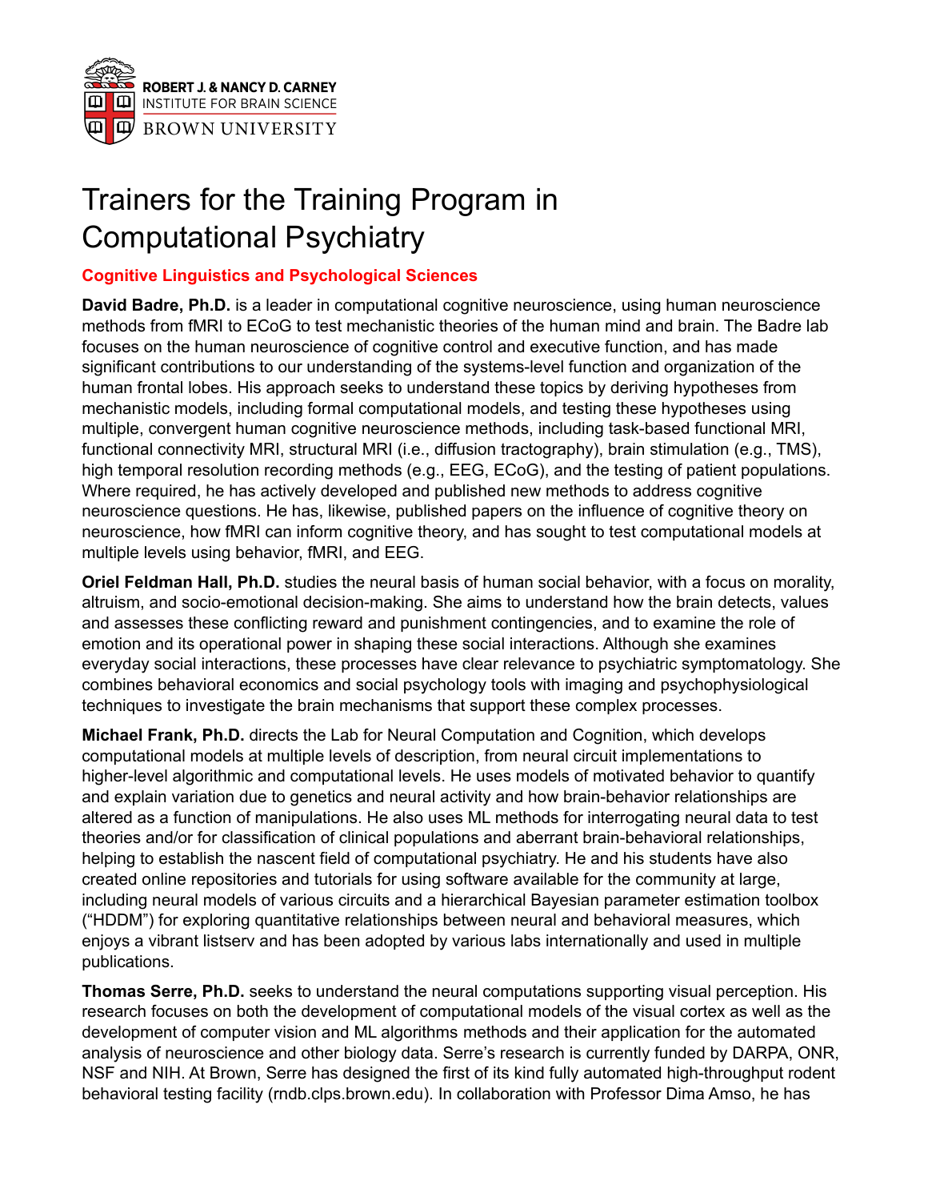ROBERT J. & NANCY D. CARNEY
INSTITUTE FOR BRAIN SCIENCE
BROWN UNIVERSITY

# Trainers for the Training Program in Computational Psychiatry

## Cognitive Linguistics and Psychological Sciences

**David Badre, Ph.D.** is a leader in computational cognitive neuroscience, using human neuroscience methods from fMRI to ECoG to test mechanistic theories of the human mind and brain. The Badre lab focuses on the human neuroscience of cognitive control and executive function, and has made significant contributions to our understanding of the systems-level function and organization of the human frontal lobes. His approach seeks to understand these topics by deriving hypotheses from mechanistic models, including formal computational models, and testing these hypotheses using multiple, convergent human cognitive neuroscience methods, including task-based functional MRI, functional connectivity MRI, structural MRI (i.e., diffusion tractography), brain stimulation (e.g., TMS), high temporal resolution recording methods (e.g., EEG, ECoG), and the testing of patient populations. Where required, he has actively developed and published new methods to address cognitive neuroscience questions. He has, likewise, published papers on the influence of cognitive theory on neuroscience, how fMRI can inform cognitive theory, and has sought to test computational models at multiple levels using behavior, fMRI, and EEG.

**Oriel Feldman Hall, Ph.D.** studies the neural basis of human social behavior, with a focus on morality, altruism, and socio-emotional decision-making. She aims to understand how the brain detects, values and assesses these conflicting reward and punishment contingencies, and to examine the role of emotion and its operational power in shaping these social interactions. Although she examines everyday social interactions, these processes have clear relevance to psychiatric symptomatology. She combines behavioral economics and social psychology tools with imaging and psychophysiological techniques to investigate the brain mechanisms that support these complex processes.

**Michael Frank, Ph.D.** directs the Lab for Neural Computation and Cognition, which develops computational models at multiple levels of description, from neural circuit implementations to higher-level algorithmic and computational levels. He uses models of motivated behavior to quantify and explain variation due to genetics and neural activity and how brain-behavior relationships are altered as a function of manipulations. He also uses ML methods for interrogating neural data to test theories and/or for classification of clinical populations and aberrant brain-behavioral relationships, helping to establish the nascent field of computational psychiatry. He and his students have also created online repositories and tutorials for using software available for the community at large, including neural models of various circuits and a hierarchical Bayesian parameter estimation toolbox ("HDDM") for exploring quantitative relationships between neural and behavioral measures, which enjoys a vibrant listserv and has been adopted by various labs internationally and used in multiple publications.

**Thomas Serre, Ph.D.** seeks to understand the neural computations supporting visual perception. His research focuses on both the development of computational models of the visual cortex as well as the development of computer vision and ML algorithms methods and their application for the automated analysis of neuroscience and other biology data. Serre's research is currently funded by DARPA, ONR, NSF and NIH. At Brown, Serre has designed the first of its kind fully automated high-throughput rodent behavioral testing facility (rndb.clps.brown.edu). In collaboration with Professor Dima Amso, he has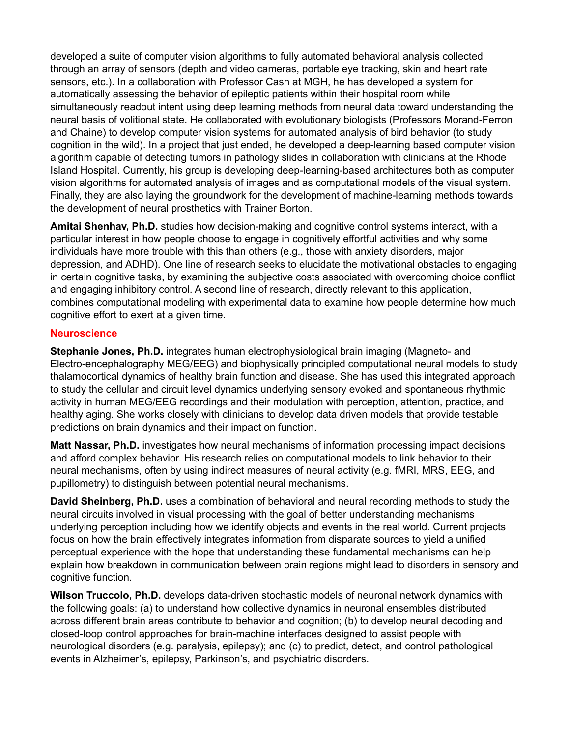developed a suite of computer vision algorithms to fully automated behavioral analysis collected through an array of sensors (depth and video cameras, portable eye tracking, skin and heart rate sensors, etc.). In a collaboration with Professor Cash at MGH, he has developed a system for automatically assessing the behavior of epileptic patients within their hospital room while simultaneously readout intent using deep learning methods from neural data toward understanding the neural basis of volitional state. He collaborated with evolutionary biologists (Professors Morand-Ferron and Chaine) to develop computer vision systems for automated analysis of bird behavior (to study cognition in the wild). In a project that just ended, he developed a deep-learning based computer vision algorithm capable of detecting tumors in pathology slides in collaboration with clinicians at the Rhode Island Hospital. Currently, his group is developing deep-learning-based architectures both as computer vision algorithms for automated analysis of images and as computational models of the visual system. Finally, they are also laying the groundwork for the development of machine-learning methods towards the development of neural prosthetics with Trainer Borton.

**Amitai Shenhav, Ph.D.** studies how decision-making and cognitive control systems interact, with a particular interest in how people choose to engage in cognitively effortful activities and why some individuals have more trouble with this than others (e.g., those with anxiety disorders, major depression, and ADHD). One line of research seeks to elucidate the motivational obstacles to engaging in certain cognitive tasks, by examining the subjective costs associated with overcoming choice conflict and engaging inhibitory control. A second line of research, directly relevant to this application, combines computational modeling with experimental data to examine how people determine how much cognitive effort to exert at a given time.

### Neuroscience

**Stephanie Jones, Ph.D.** integrates human electrophysiological brain imaging (Magneto- and Electro-encephalography MEG/EEG) and biophysically principled computational neural models to study thalamocortical dynamics of healthy brain function and disease. She has used this integrated approach to study the cellular and circuit level dynamics underlying sensory evoked and spontaneous rhythmic activity in human MEG/EEG recordings and their modulation with perception, attention, practice, and healthy aging. She works closely with clinicians to develop data driven models that provide testable predictions on brain dynamics and their impact on function.

**Matt Nassar, Ph.D.** investigates how neural mechanisms of information processing impact decisions and afford complex behavior. His research relies on computational models to link behavior to their neural mechanisms, often by using indirect measures of neural activity (e.g. fMRI, MRS, EEG, and pupillometry) to distinguish between potential neural mechanisms.

**David Sheinberg, Ph.D.** uses a combination of behavioral and neural recording methods to study the neural circuits involved in visual processing with the goal of better understanding mechanisms underlying perception including how we identify objects and events in the real world. Current projects focus on how the brain effectively integrates information from disparate sources to yield a unified perceptual experience with the hope that understanding these fundamental mechanisms can help explain how breakdown in communication between brain regions might lead to disorders in sensory and cognitive function.

**Wilson Truccolo, Ph.D.** develops data-driven stochastic models of neuronal network dynamics with the following goals: (a) to understand how collective dynamics in neuronal ensembles distributed across different brain areas contribute to behavior and cognition; (b) to develop neural decoding and closed-loop control approaches for brain-machine interfaces designed to assist people with neurological disorders (e.g. paralysis, epilepsy); and (c) to predict, detect, and control pathological events in Alzheimer's, epilepsy, Parkinson's, and psychiatric disorders.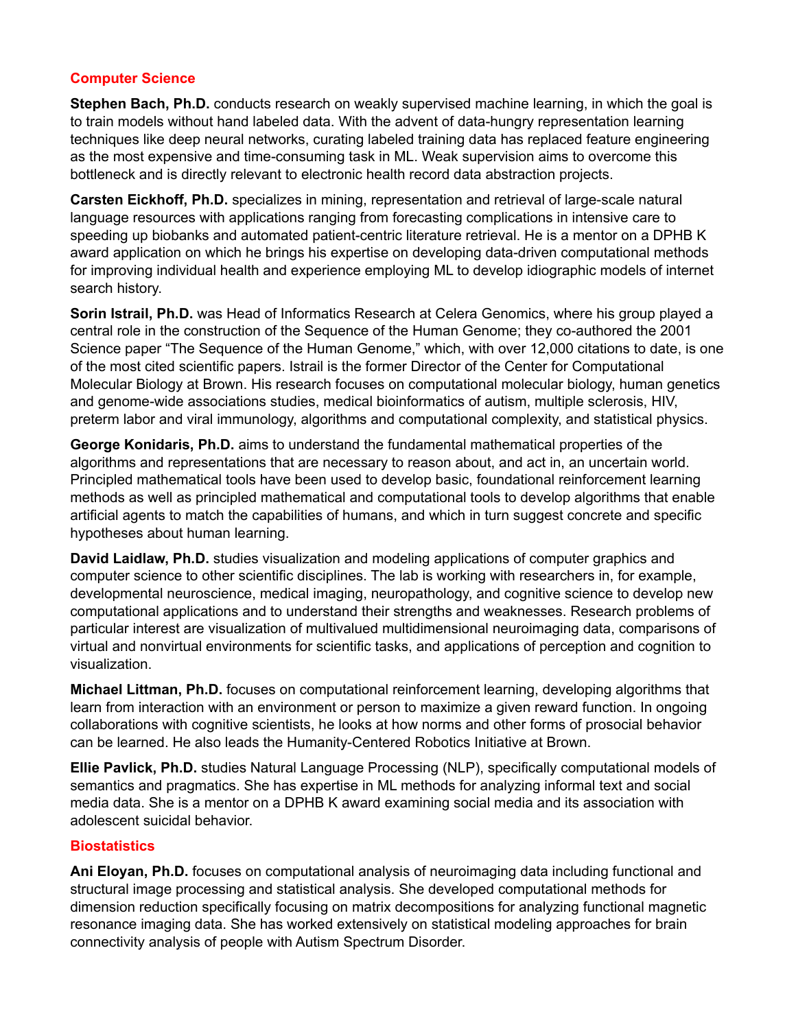## Computer Science

**Stephen Bach, Ph.D.** conducts research on weakly supervised machine learning, in which the goal is to train models without hand labeled data. With the advent of data-hungry representation learning techniques like deep neural networks, curating labeled training data has replaced feature engineering as the most expensive and time-consuming task in ML. Weak supervision aims to overcome this bottleneck and is directly relevant to electronic health record data abstraction projects.

**Carsten Eickhoff, Ph.D.** specializes in mining, representation and retrieval of large-scale natural language resources with applications ranging from forecasting complications in intensive care to speeding up biobanks and automated patient-centric literature retrieval. He is a mentor on a DPHB K award application on which he brings his expertise on developing data-driven computational methods for improving individual health and experience employing ML to develop idiographic models of internet search history.

**Sorin Istrail, Ph.D.** was Head of Informatics Research at Celera Genomics, where his group played a central role in the construction of the Sequence of the Human Genome; they co-authored the 2001 Science paper "The Sequence of the Human Genome," which, with over 12,000 citations to date, is one of the most cited scientific papers. Istrail is the former Director of the Center for Computational Molecular Biology at Brown. His research focuses on computational molecular biology, human genetics and genome-wide associations studies, medical bioinformatics of autism, multiple sclerosis, HIV, preterm labor and viral immunology, algorithms and computational complexity, and statistical physics.

**George Konidaris, Ph.D.** aims to understand the fundamental mathematical properties of the algorithms and representations that are necessary to reason about, and act in, an uncertain world. Principled mathematical tools have been used to develop basic, foundational reinforcement learning methods as well as principled mathematical and computational tools to develop algorithms that enable artificial agents to match the capabilities of humans, and which in turn suggest concrete and specific hypotheses about human learning.

**David Laidlaw, Ph.D.** studies visualization and modeling applications of computer graphics and computer science to other scientific disciplines. The lab is working with researchers in, for example, developmental neuroscience, medical imaging, neuropathology, and cognitive science to develop new computational applications and to understand their strengths and weaknesses. Research problems of particular interest are visualization of multivalued multidimensional neuroimaging data, comparisons of virtual and nonvirtual environments for scientific tasks, and applications of perception and cognition to visualization.

**Michael Littman, Ph.D.** focuses on computational reinforcement learning, developing algorithms that learn from interaction with an environment or person to maximize a given reward function. In ongoing collaborations with cognitive scientists, he looks at how norms and other forms of prosocial behavior can be learned. He also leads the Humanity-Centered Robotics Initiative at Brown.

**Ellie Pavlick, Ph.D.** studies Natural Language Processing (NLP), specifically computational models of semantics and pragmatics. She has expertise in ML methods for analyzing informal text and social media data. She is a mentor on a DPHB K award examining social media and its association with adolescent suicidal behavior.

## Biostatistics

**Ani Eloyan, Ph.D.** focuses on computational analysis of neuroimaging data including functional and structural image processing and statistical analysis. She developed computational methods for dimension reduction specifically focusing on matrix decompositions for analyzing functional magnetic resonance imaging data. She has worked extensively on statistical modeling approaches for brain connectivity analysis of people with Autism Spectrum Disorder.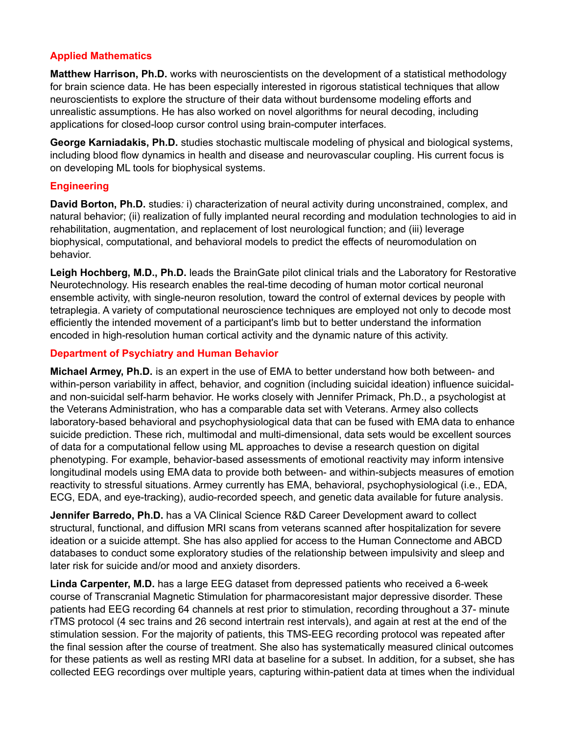### Applied Mathematics

**Matthew Harrison, Ph.D.** works with neuroscientists on the development of a statistical methodology for brain science data. He has been especially interested in rigorous statistical techniques that allow neuroscientists to explore the structure of their data without burdensome modeling efforts and unrealistic assumptions. He has also worked on novel algorithms for neural decoding, including applications for closed-loop cursor control using brain-computer interfaces.

**George Karniadakis, Ph.D.** studies stochastic multiscale modeling of physical and biological systems, including blood flow dynamics in health and disease and neurovascular coupling. His current focus is on developing ML tools for biophysical systems.

### Engineering

**David Borton, Ph.D.** studies*:* i) characterization of neural activity during unconstrained, complex, and natural behavior; (ii) realization of fully implanted neural recording and modulation technologies to aid in rehabilitation, augmentation, and replacement of lost neurological function; and (iii) leverage biophysical, computational, and behavioral models to predict the effects of neuromodulation on behavior.

**Leigh Hochberg, M.D., Ph.D.** leads the BrainGate pilot clinical trials and the Laboratory for Restorative Neurotechnology. His research enables the real-time decoding of human motor cortical neuronal ensemble activity, with single-neuron resolution, toward the control of external devices by people with tetraplegia. A variety of computational neuroscience techniques are employed not only to decode most efficiently the intended movement of a participant's limb but to better understand the information encoded in high-resolution human cortical activity and the dynamic nature of this activity.

### Department of Psychiatry and Human Behavior

**Michael Armey, Ph.D.** is an expert in the use of EMA to better understand how both between- and within-person variability in affect, behavior, and cognition (including suicidal ideation) influence suicidal- and non-suicidal self-harm behavior. He works closely with Jennifer Primack, Ph.D., a psychologist at the Veterans Administration, who has a comparable data set with Veterans. Armey also collects laboratory-based behavioral and psychophysiological data that can be fused with EMA data to enhance suicide prediction. These rich, multimodal and multi-dimensional, data sets would be excellent sources of data for a computational fellow using ML approaches to devise a research question on digital phenotyping. For example, behavior-based assessments of emotional reactivity may inform intensive longitudinal models using EMA data to provide both between- and within-subjects measures of emotion reactivity to stressful situations. Armey currently has EMA, behavioral, psychophysiological (i.e., EDA, ECG, EDA, and eye-tracking), audio-recorded speech, and genetic data available for future analysis.

**Jennifer Barredo, Ph.D.** has a VA Clinical Science R&D Career Development award to collect structural, functional, and diffusion MRI scans from veterans scanned after hospitalization for severe ideation or a suicide attempt. She has also applied for access to the Human Connectome and ABCD databases to conduct some exploratory studies of the relationship between impulsivity and sleep and later risk for suicide and/or mood and anxiety disorders.

**Linda Carpenter, M.D.** has a large EEG dataset from depressed patients who received a 6-week course of Transcranial Magnetic Stimulation for pharmacoresistant major depressive disorder. These patients had EEG recording 64 channels at rest prior to stimulation, recording throughout a 37- minute rTMS protocol (4 sec trains and 26 second intertrain rest intervals), and again at rest at the end of the stimulation session. For the majority of patients, this TMS-EEG recording protocol was repeated after the final session after the course of treatment. She also has systematically measured clinical outcomes for these patients as well as resting MRI data at baseline for a subset. In addition, for a subset, she has collected EEG recordings over multiple years, capturing within-patient data at times when the individual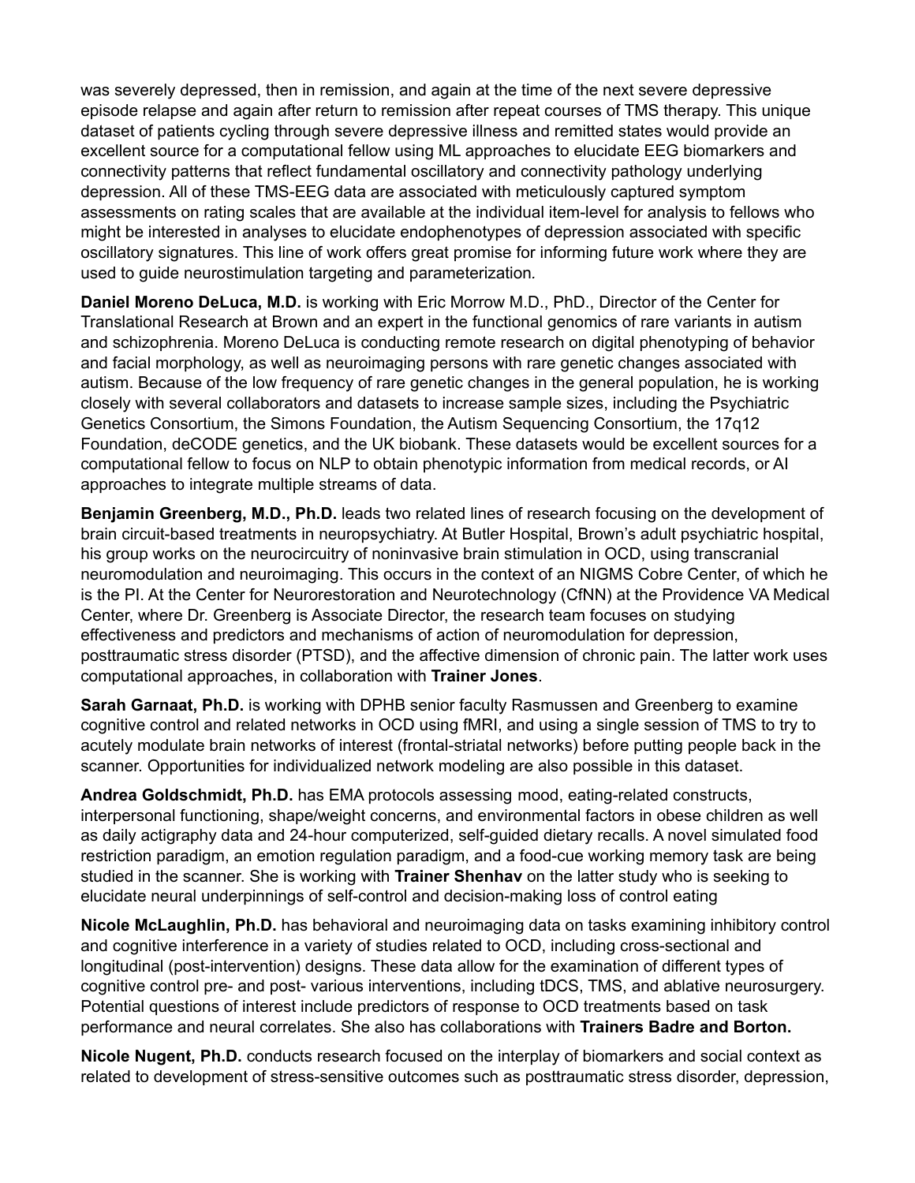was severely depressed, then in remission, and again at the time of the next severe depressive episode relapse and again after return to remission after repeat courses of TMS therapy. This unique dataset of patients cycling through severe depressive illness and remitted states would provide an excellent source for a computational fellow using ML approaches to elucidate EEG biomarkers and connectivity patterns that reflect fundamental oscillatory and connectivity pathology underlying depression. All of these TMS-EEG data are associated with meticulously captured symptom assessments on rating scales that are available at the individual item-level for analysis to fellows who might be interested in analyses to elucidate endophenotypes of depression associated with specific oscillatory signatures. This line of work offers great promise for informing future work where they are used to guide neurostimulation targeting and parameterization.

**Daniel Moreno DeLuca, M.D.** is working with Eric Morrow M.D., PhD., Director of the Center for Translational Research at Brown and an expert in the functional genomics of rare variants in autism and schizophrenia. Moreno DeLuca is conducting remote research on digital phenotyping of behavior and facial morphology, as well as neuroimaging persons with rare genetic changes associated with autism. Because of the low frequency of rare genetic changes in the general population, he is working closely with several collaborators and datasets to increase sample sizes, including the Psychiatric Genetics Consortium, the Simons Foundation, the Autism Sequencing Consortium, the 17q12 Foundation, deCODE genetics, and the UK biobank. These datasets would be excellent sources for a computational fellow to focus on NLP to obtain phenotypic information from medical records, or AI approaches to integrate multiple streams of data.

**Benjamin Greenberg, M.D., Ph.D.** leads two related lines of research focusing on the development of brain circuit-based treatments in neuropsychiatry. At Butler Hospital, Brown's adult psychiatric hospital, his group works on the neurocircuitry of noninvasive brain stimulation in OCD, using transcranial neuromodulation and neuroimaging. This occurs in the context of an NIGMS Cobre Center, of which he is the PI. At the Center for Neurorestoration and Neurotechnology (CfNN) at the Providence VA Medical Center, where Dr. Greenberg is Associate Director, the research team focuses on studying effectiveness and predictors and mechanisms of action of neuromodulation for depression, posttraumatic stress disorder (PTSD), and the affective dimension of chronic pain. The latter work uses computational approaches, in collaboration with **Trainer Jones**.

**Sarah Garnaat, Ph.D.** is working with DPHB senior faculty Rasmussen and Greenberg to examine cognitive control and related networks in OCD using fMRI, and using a single session of TMS to try to acutely modulate brain networks of interest (frontal-striatal networks) before putting people back in the scanner. Opportunities for individualized network modeling are also possible in this dataset.

**Andrea Goldschmidt, Ph.D.** has EMA protocols assessing mood, eating-related constructs, interpersonal functioning, shape/weight concerns, and environmental factors in obese children as well as daily actigraphy data and 24-hour computerized, self-guided dietary recalls. A novel simulated food restriction paradigm, an emotion regulation paradigm, and a food-cue working memory task are being studied in the scanner. She is working with **Trainer Shenhav** on the latter study who is seeking to elucidate neural underpinnings of self-control and decision-making loss of control eating

**Nicole McLaughlin, Ph.D.** has behavioral and neuroimaging data on tasks examining inhibitory control and cognitive interference in a variety of studies related to OCD, including cross-sectional and longitudinal (post-intervention) designs. These data allow for the examination of different types of cognitive control pre- and post- various interventions, including tDCS, TMS, and ablative neurosurgery. Potential questions of interest include predictors of response to OCD treatments based on task performance and neural correlates. She also has collaborations with **Trainers Badre and Borton.**

**Nicole Nugent, Ph.D.** conducts research focused on the interplay of biomarkers and social context as related to development of stress-sensitive outcomes such as posttraumatic stress disorder, depression,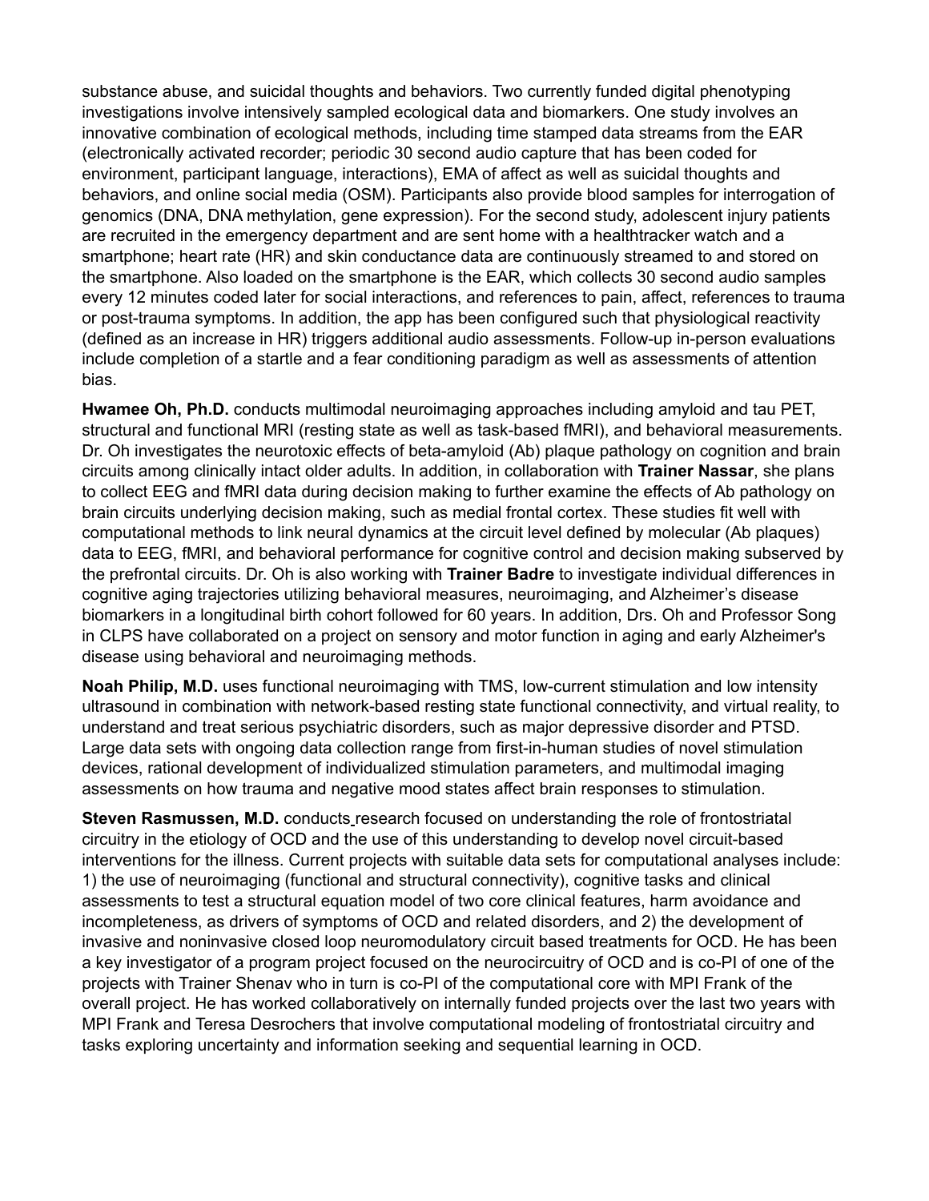substance abuse, and suicidal thoughts and behaviors. Two currently funded digital phenotyping investigations involve intensively sampled ecological data and biomarkers. One study involves an innovative combination of ecological methods, including time stamped data streams from the EAR (electronically activated recorder; periodic 30 second audio capture that has been coded for environment, participant language, interactions), EMA of affect as well as suicidal thoughts and behaviors, and online social media (OSM). Participants also provide blood samples for interrogation of genomics (DNA, DNA methylation, gene expression). For the second study, adolescent injury patients are recruited in the emergency department and are sent home with a healthtracker watch and a smartphone; heart rate (HR) and skin conductance data are continuously streamed to and stored on the smartphone. Also loaded on the smartphone is the EAR, which collects 30 second audio samples every 12 minutes coded later for social interactions, and references to pain, affect, references to trauma or post-trauma symptoms. In addition, the app has been configured such that physiological reactivity (defined as an increase in HR) triggers additional audio assessments. Follow-up in-person evaluations include completion of a startle and a fear conditioning paradigm as well as assessments of attention bias.

**Hwamee Oh, Ph.D.** conducts multimodal neuroimaging approaches including amyloid and tau PET, structural and functional MRI (resting state as well as task-based fMRI), and behavioral measurements. Dr. Oh investigates the neurotoxic effects of beta-amyloid (Ab) plaque pathology on cognition and brain circuits among clinically intact older adults. In addition, in collaboration with **Trainer Nassar**, she plans to collect EEG and fMRI data during decision making to further examine the effects of Ab pathology on brain circuits underlying decision making, such as medial frontal cortex. These studies fit well with computational methods to link neural dynamics at the circuit level defined by molecular (Ab plaques) data to EEG, fMRI, and behavioral performance for cognitive control and decision making subserved by the prefrontal circuits. Dr. Oh is also working with **Trainer Badre** to investigate individual differences in cognitive aging trajectories utilizing behavioral measures, neuroimaging, and Alzheimer's disease biomarkers in a longitudinal birth cohort followed for 60 years. In addition, Drs. Oh and Professor Song in CLPS have collaborated on a project on sensory and motor function in aging and early Alzheimer's disease using behavioral and neuroimaging methods.

**Noah Philip, M.D.** uses functional neuroimaging with TMS, low-current stimulation and low intensity ultrasound in combination with network-based resting state functional connectivity, and virtual reality, to understand and treat serious psychiatric disorders, such as major depressive disorder and PTSD. Large data sets with ongoing data collection range from first-in-human studies of novel stimulation devices, rational development of individualized stimulation parameters, and multimodal imaging assessments on how trauma and negative mood states affect brain responses to stimulation.

**Steven Rasmussen, M.D.** conducts research focused on understanding the role of frontostriatal circuitry in the etiology of OCD and the use of this understanding to develop novel circuit-based interventions for the illness. Current projects with suitable data sets for computational analyses include: 1) the use of neuroimaging (functional and structural connectivity), cognitive tasks and clinical assessments to test a structural equation model of two core clinical features, harm avoidance and incompleteness, as drivers of symptoms of OCD and related disorders, and 2) the development of invasive and noninvasive closed loop neuromodulatory circuit based treatments for OCD. He has been a key investigator of a program project focused on the neurocircuitry of OCD and is co-PI of one of the projects with Trainer Shenav who in turn is co-PI of the computational core with MPI Frank of the overall project. He has worked collaboratively on internally funded projects over the last two years with MPI Frank and Teresa Desrochers that involve computational modeling of frontostriatal circuitry and tasks exploring uncertainty and information seeking and sequential learning in OCD.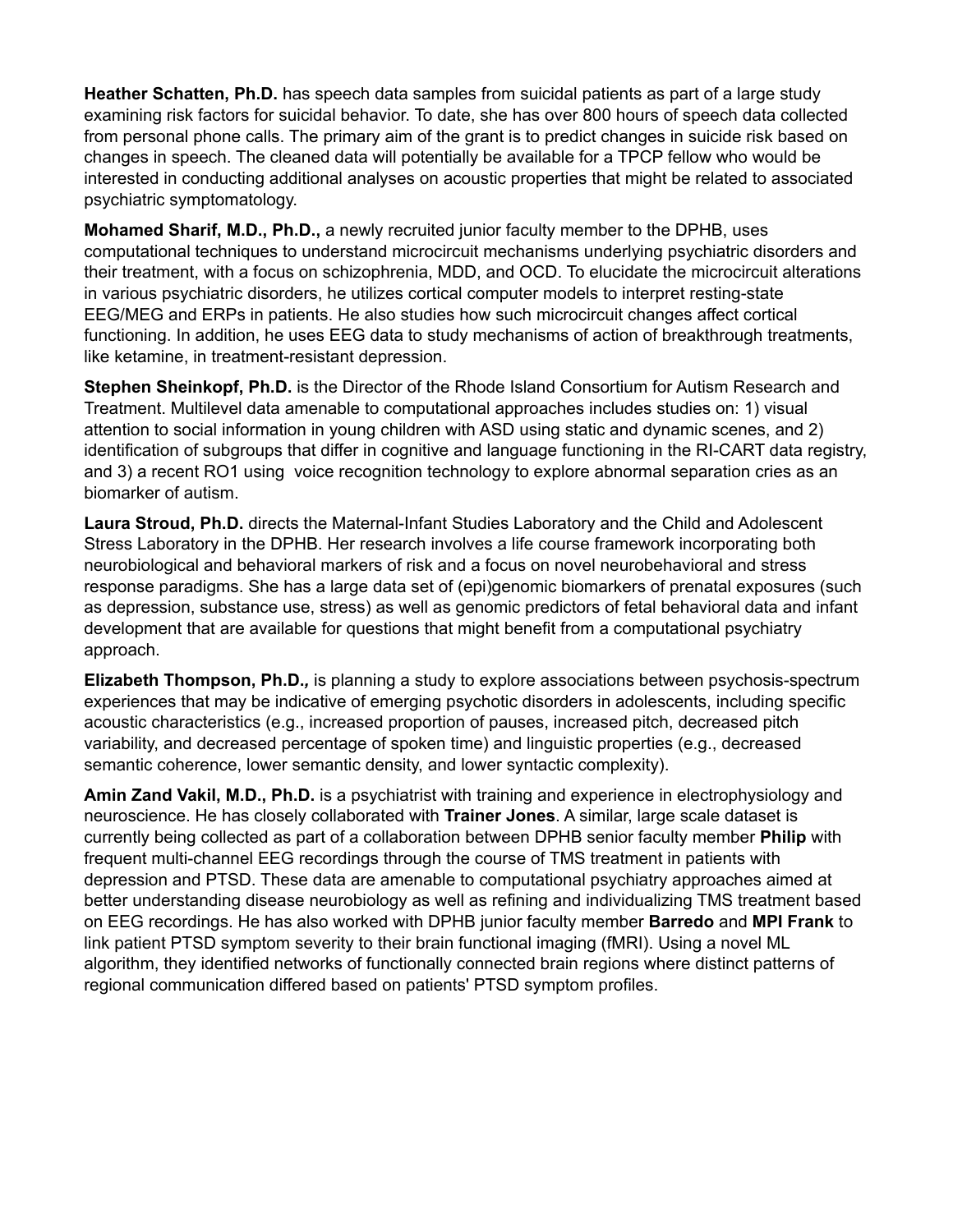**Heather Schatten, Ph.D.** has speech data samples from suicidal patients as part of a large study examining risk factors for suicidal behavior. To date, she has over 800 hours of speech data collected from personal phone calls. The primary aim of the grant is to predict changes in suicide risk based on changes in speech. The cleaned data will potentially be available for a TPCP fellow who would be interested in conducting additional analyses on acoustic properties that might be related to associated psychiatric symptomatology.

**Mohamed Sharif, M.D., Ph.D.,** a newly recruited junior faculty member to the DPHB, uses computational techniques to understand microcircuit mechanisms underlying psychiatric disorders and their treatment, with a focus on schizophrenia, MDD, and OCD. To elucidate the microcircuit alterations in various psychiatric disorders, he utilizes cortical computer models to interpret resting-state EEG/MEG and ERPs in patients. He also studies how such microcircuit changes affect cortical functioning. In addition, he uses EEG data to study mechanisms of action of breakthrough treatments, like ketamine, in treatment-resistant depression.

**Stephen Sheinkopf, Ph.D.** is the Director of the Rhode Island Consortium for Autism Research and Treatment. Multilevel data amenable to computational approaches includes studies on: 1) visual attention to social information in young children with ASD using static and dynamic scenes, and 2) identification of subgroups that differ in cognitive and language functioning in the RI-CART data registry, and 3) a recent RO1 using voice recognition technology to explore abnormal separation cries as an biomarker of autism.

**Laura Stroud, Ph.D.** directs the Maternal-Infant Studies Laboratory and the Child and Adolescent Stress Laboratory in the DPHB. Her research involves a life course framework incorporating both neurobiological and behavioral markers of risk and a focus on novel neurobehavioral and stress response paradigms. She has a large data set of (epi)genomic biomarkers of prenatal exposures (such as depression, substance use, stress) as well as genomic predictors of fetal behavioral data and infant development that are available for questions that might benefit from a computational psychiatry approach.

**Elizabeth Thompson, Ph.D.*,*** is planning a study to explore associations between psychosis-spectrum experiences that may be indicative of emerging psychotic disorders in adolescents, including specific acoustic characteristics (e.g., increased proportion of pauses, increased pitch, decreased pitch variability, and decreased percentage of spoken time) and linguistic properties (e.g., decreased semantic coherence, lower semantic density, and lower syntactic complexity).

**Amin Zand Vakil, M.D., Ph.D.** is a psychiatrist with training and experience in electrophysiology and neuroscience. He has closely collaborated with **Trainer Jones**. A similar, large scale dataset is currently being collected as part of a collaboration between DPHB senior faculty member **Philip** with frequent multi-channel EEG recordings through the course of TMS treatment in patients with depression and PTSD. These data are amenable to computational psychiatry approaches aimed at better understanding disease neurobiology as well as refining and individualizing TMS treatment based on EEG recordings. He has also worked with DPHB junior faculty member **Barredo** and **MPI Frank** to link patient PTSD symptom severity to their brain functional imaging (fMRI). Using a novel ML algorithm, they identified networks of functionally connected brain regions where distinct patterns of regional communication differed based on patients' PTSD symptom profiles.